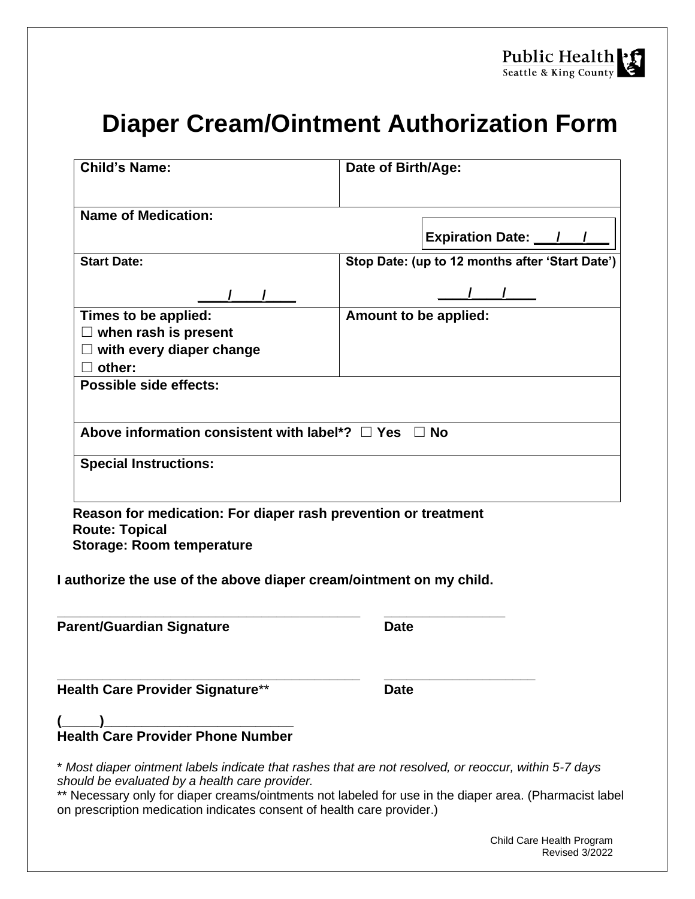Public Health
Seattle & King County

# Diaper Cream/Ointment Authorization Form

| **Child's Name:** | **Date of Birth/Age:** |
|---|---|
| **Name of Medication:** | **Expiration Date: \_\_\_/\_\_\_/\_\_\_** |
| **Start Date:** \_\_\_\_/\_\_\_\_/\_\_\_\_ | **Stop Date: (up to 12 months after 'Start Date')** \_\_\_\_/\_\_\_\_/\_\_\_\_ |
| **Times to be applied:**<br>☐ **when rash is present**<br>☐ **with every diaper change**<br>☐ **other:** | **Amount to be applied:** |
| **Possible side effects:** | |
| **Above information consistent with label\*?** ☐ **Yes** ☐ **No** | |
| **Special Instructions:** | |

**Reason for medication: For diaper rash prevention or treatment**
**Route: Topical**
**Storage: Room temperature**

**I authorize the use of the above diaper cream/ointment on my child.**

\_\_\_\_\_\_\_\_\_\_\_\_\_\_\_\_\_\_\_\_\_\_\_\_\_\_\_\_\_\_\_\_\_\_\_\_\_\_\_\_ \_\_\_\_\_\_\_\_\_\_\_\_\_\_\_\_
**Parent/Guardian Signature** **Date**

\_\_\_\_\_\_\_\_\_\_\_\_\_\_\_\_\_\_\_\_\_\_\_\_\_\_\_\_\_\_\_\_\_\_\_\_\_\_\_\_ \_\_\_\_\_\_\_\_\_\_\_\_\_\_\_\_\_\_\_\_
**Health Care Provider Signature**\*\* **Date**

**(\_\_\_\_\_)\_\_\_\_\_\_\_\_\_\_\_\_\_\_\_\_\_\_\_\_\_\_\_\_\_\_**
**Health Care Provider Phone Number**

\* *Most diaper ointment labels indicate that rashes that are not resolved, or reoccur, within 5-7 days should be evaluated by a health care provider.*

\*\* Necessary only for diaper creams/ointments not labeled for use in the diaper area. (Pharmacist label on prescription medication indicates consent of health care provider.)

Child Care Health Program
Revised 3/2022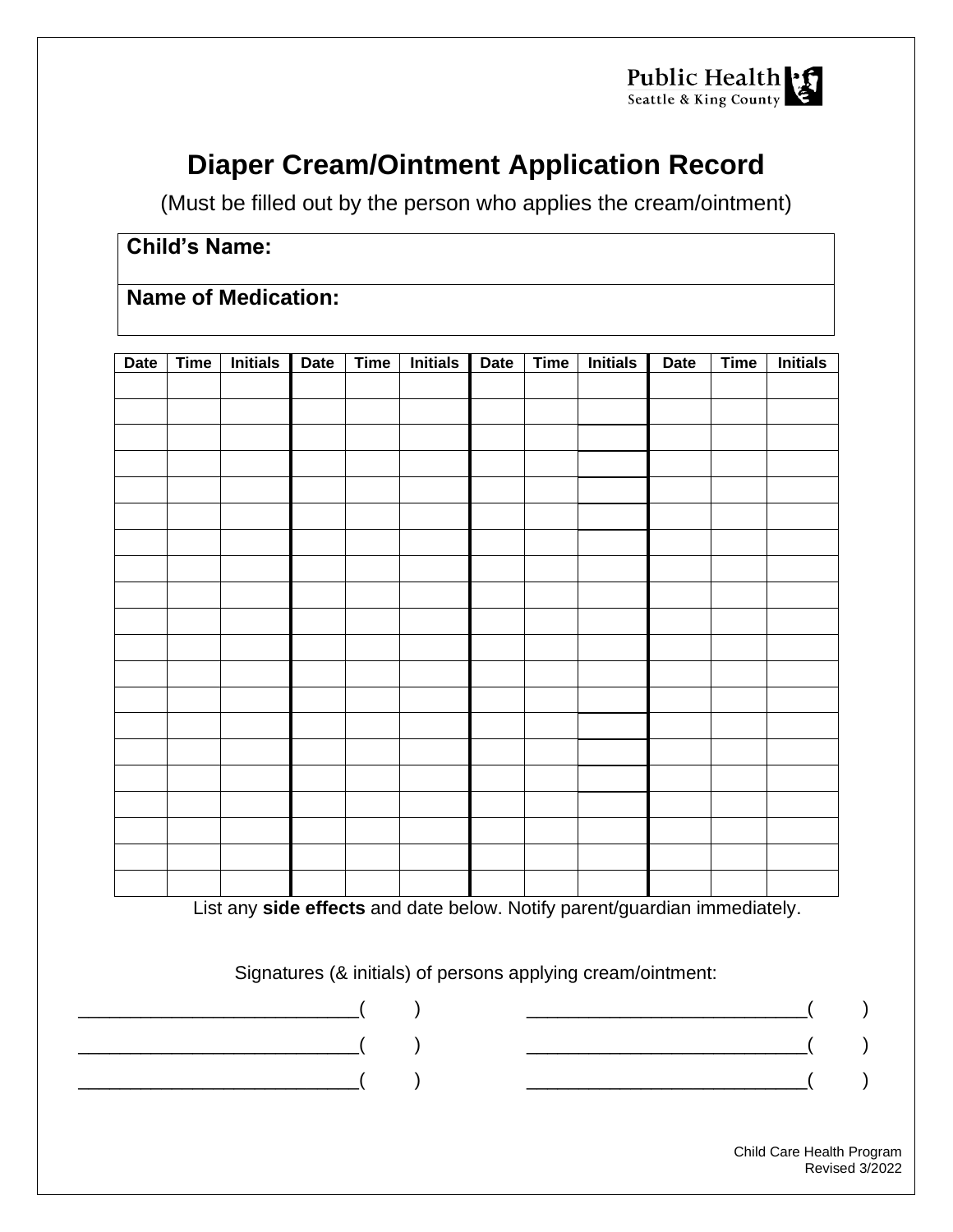Public Health
Seattle & King County

# Diaper Cream/Ointment Application Record

(Must be filled out by the person who applies the cream/ointment)

| **Child's Name:** |
| --- |
| **Name of Medication:** |

| Date | Time | Initials | Date | Time | Initials | Date | Time | Initials | Date | Time | Initials |
| --- | --- | --- | --- | --- | --- | --- | --- | --- | --- | --- | --- |
| | | | | | | | | | | | |
| | | | | | | | | | | | |
| | | | | | | | | | | | |
| | | | | | | | | | | | |
| | | | | | | | | | | | |
| | | | | | | | | | | | |
| | | | | | | | | | | | |
| | | | | | | | | | | | |
| | | | | | | | | | | | |
| | | | | | | | | | | | |
| | | | | | | | | | | | |
| | | | | | | | | | | | |
| | | | | | | | | | | | |
| | | | | | | | | | | | |
| | | | | | | | | | | | |
| | | | | | | | | | | | |
| | | | | | | | | | | | |
| | | | | | | | | | | | |
| | | | | | | | | | | | |
| | | | | | | | | | | | |

List any **side effects** and date below. Notify parent/guardian immediately.

Signatures (& initials) of persons applying cream/ointment:

___________________________(     )     ___________________________(     )

___________________________(     )     ___________________________(     )

___________________________(     )     ___________________________(     )

Child Care Health Program
Revised 3/2022